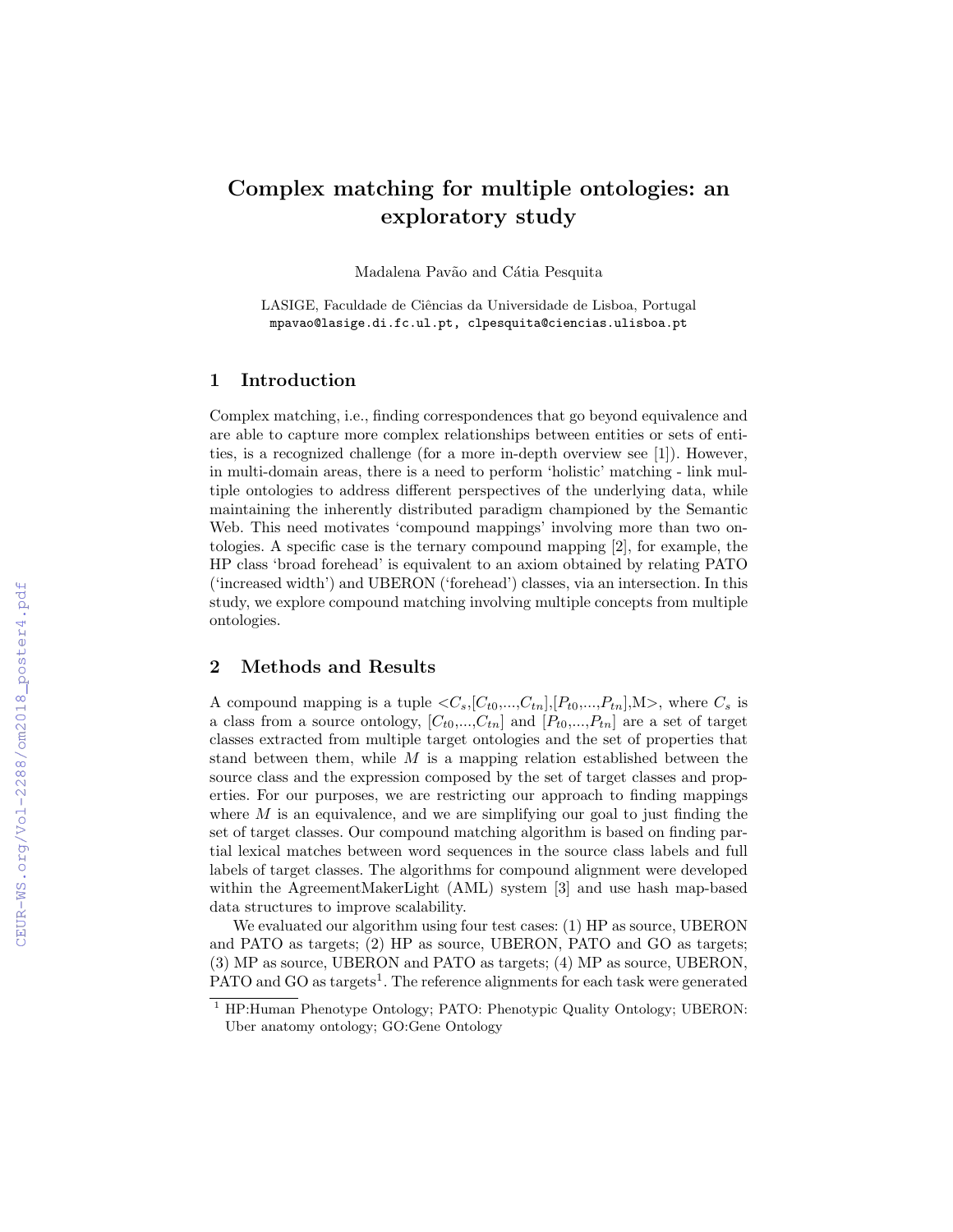# Complex matching for multiple ontologies: an exploratory study

Madalena Pavão and Cátia Pesquita

LASIGE, Faculdade de Ciências da Universidade de Lisboa, Portugal
mpavao@lasige.di.fc.ul.pt, clpesquita@ciencias.ulisboa.pt

## 1 Introduction

Complex matching, i.e., finding correspondences that go beyond equivalence and are able to capture more complex relationships between entities or sets of entities, is a recognized challenge (for a more in-depth overview see [1]). However, in multi-domain areas, there is a need to perform 'holistic' matching - link multiple ontologies to address different perspectives of the underlying data, while maintaining the inherently distributed paradigm championed by the Semantic Web. This need motivates 'compound mappings' involving more than two ontologies. A specific case is the ternary compound mapping [2], for example, the HP class 'broad forehead' is equivalent to an axiom obtained by relating PATO ('increased width') and UBERON ('forehead') classes, via an intersection. In this study, we explore compound matching involving multiple concepts from multiple ontologies.

## 2 Methods and Results

A compound mapping is a tuple $<C_s,[C_{t0},...,C_{tn}],[P_{t0},...,P_{tn}],M>$, where $C_s$ is a class from a source ontology, $[C_{t0},...,C_{tn}]$ and $[P_{t0},...,P_{tn}]$ are a set of target classes extracted from multiple target ontologies and the set of properties that stand between them, while $M$ is a mapping relation established between the source class and the expression composed by the set of target classes and properties. For our purposes, we are restricting our approach to finding mappings where $M$ is an equivalence, and we are simplifying our goal to just finding the set of target classes. Our compound matching algorithm is based on finding partial lexical matches between word sequences in the source class labels and full labels of target classes. The algorithms for compound alignment were developed within the AgreementMakerLight (AML) system [3] and use hash map-based data structures to improve scalability.

We evaluated our algorithm using four test cases: (1) HP as source, UBERON and PATO as targets; (2) HP as source, UBERON, PATO and GO as targets; (3) MP as source, UBERON and PATO as targets; (4) MP as source, UBERON, PATO and GO as targets[1]. The reference alignments for each task were generated

[1] HP:Human Phenotype Ontology; PATO: Phenotypic Quality Ontology; UBERON: Uber anatomy ontology; GO:Gene Ontology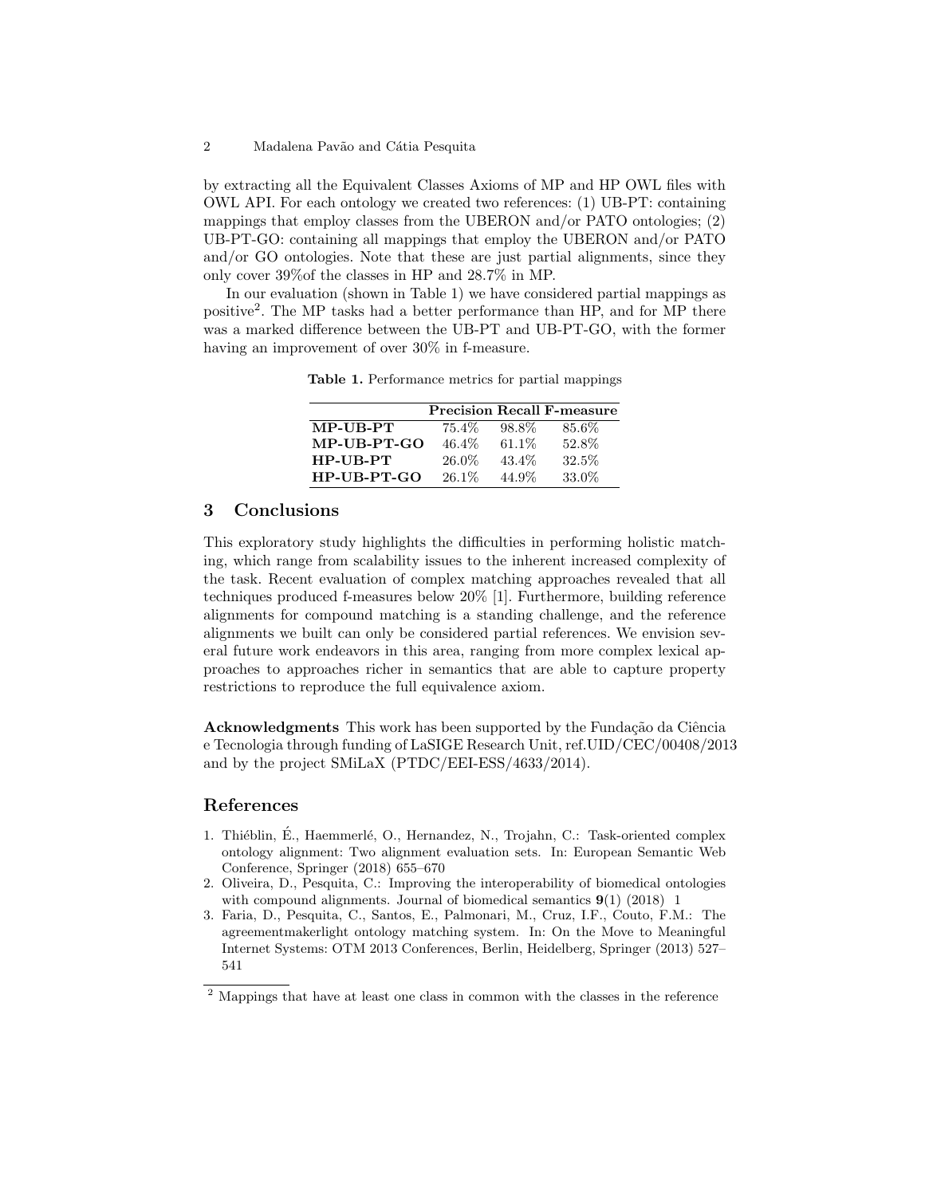by extracting all the Equivalent Classes Axioms of MP and HP OWL files with OWL API. For each ontology we created two references: (1) UB-PT: containing mappings that employ classes from the UBERON and/or PATO ontologies; (2) UB-PT-GO: containing all mappings that employ the UBERON and/or PATO and/or GO ontologies. Note that these are just partial alignments, since they only cover 39%of the classes in HP and 28.7% in MP.

In our evaluation (shown in Table 1) we have considered partial mappings as positive[2]. The MP tasks had a better performance than HP, and for MP there was a marked difference between the UB-PT and UB-PT-GO, with the former having an improvement of over 30% in f-measure.

**Table 1.** Performance metrics for partial mappings

| | Precision | Recall | F-measure |
|---|---|---|---|
| **MP-UB-PT** | 75.4% | 98.8% | 85.6% |
| **MP-UB-PT-GO** | 46.4% | 61.1% | 52.8% |
| **HP-UB-PT** | 26.0% | 43.4% | 32.5% |
| **HP-UB-PT-GO** | 26.1% | 44.9% | 33.0% |

## 3 Conclusions

This exploratory study highlights the difficulties in performing holistic matching, which range from scalability issues to the inherent increased complexity of the task. Recent evaluation of complex matching approaches revealed that all techniques produced f-measures below 20% [1]. Furthermore, building reference alignments for compound matching is a standing challenge, and the reference alignments we built can only be considered partial references. We envision several future work endeavors in this area, ranging from more complex lexical approaches to approaches richer in semantics that are able to capture property restrictions to reproduce the full equivalence axiom.

**Acknowledgments** This work has been supported by the Fundação da Ciência e Tecnologia through funding of LaSIGE Research Unit, ref.UID/CEC/00408/2013 and by the project SMiLaX (PTDC/EEI-ESS/4633/2014).

## References

1. Thiéblin, É., Haemmerlé, O., Hernandez, N., Trojahn, C.: Task-oriented complex ontology alignment: Two alignment evaluation sets. In: European Semantic Web Conference, Springer (2018) 655–670
2. Oliveira, D., Pesquita, C.: Improving the interoperability of biomedical ontologies with compound alignments. Journal of biomedical semantics **9**(1) (2018) 1
3. Faria, D., Pesquita, C., Santos, E., Palmonari, M., Cruz, I.F., Couto, F.M.: The agreementmakerlight ontology matching system. In: On the Move to Meaningful Internet Systems: OTM 2013 Conferences, Berlin, Heidelberg, Springer (2013) 527–541

[2] Mappings that have at least one class in common with the classes in the reference